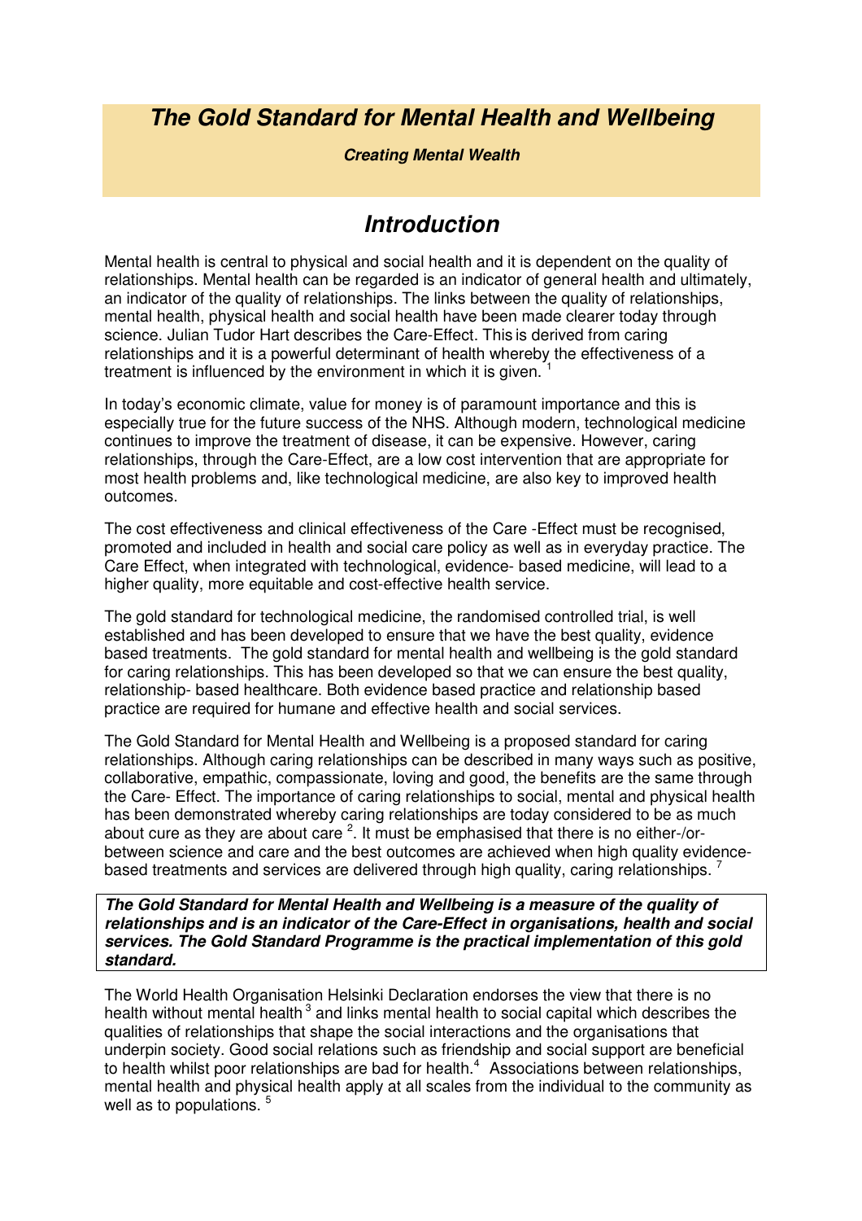# *The Gold Standard for Mental Health and Wellbeing*

***Creating Mental Wealth***

## *Introduction*

Mental health is central to physical and social health and it is dependent on the quality of relationships. Mental health can be regarded is an indicator of general health and ultimately, an indicator of the quality of relationships. The links between the quality of relationships, mental health, physical health and social health have been made clearer today through science. Julian Tudor Hart describes the Care-Effect. This is derived from caring relationships and it is a powerful determinant of health whereby the effectiveness of a treatment is influenced by the environment in which it is given. [1]

In today's economic climate, value for money is of paramount importance and this is especially true for the future success of the NHS. Although modern, technological medicine continues to improve the treatment of disease, it can be expensive. However, caring relationships, through the Care-Effect, are a low cost intervention that are appropriate for most health problems and, like technological medicine, are also key to improved health outcomes.

The cost effectiveness and clinical effectiveness of the Care -Effect must be recognised, promoted and included in health and social care policy as well as in everyday practice. The Care Effect, when integrated with technological, evidence- based medicine, will lead to a higher quality, more equitable and cost-effective health service.

The gold standard for technological medicine, the randomised controlled trial, is well established and has been developed to ensure that we have the best quality, evidence based treatments. The gold standard for mental health and wellbeing is the gold standard for caring relationships. This has been developed so that we can ensure the best quality, relationship- based healthcare. Both evidence based practice and relationship based practice are required for humane and effective health and social services.

The Gold Standard for Mental Health and Wellbeing is a proposed standard for caring relationships. Although caring relationships can be described in many ways such as positive, collaborative, empathic, compassionate, loving and good, the benefits are the same through the Care- Effect. The importance of caring relationships to social, mental and physical health has been demonstrated whereby caring relationships are today considered to be as much about cure as they are about care [2]. It must be emphasised that there is no either-/or- between science and care and the best outcomes are achieved when high quality evidence-based treatments and services are delivered through high quality, caring relationships. [7]

> ***The Gold Standard for Mental Health and Wellbeing is a measure of the quality of relationships and is an indicator of the Care-Effect in organisations, health and social services. The Gold Standard Programme is the practical implementation of this gold standard.***

The World Health Organisation Helsinki Declaration endorses the view that there is no health without mental health [3] and links mental health to social capital which describes the qualities of relationships that shape the social interactions and the organisations that underpin society. Good social relations such as friendship and social support are beneficial to health whilst poor relationships are bad for health.[4] Associations between relationships, mental health and physical health apply at all scales from the individual to the community as well as to populations. [5]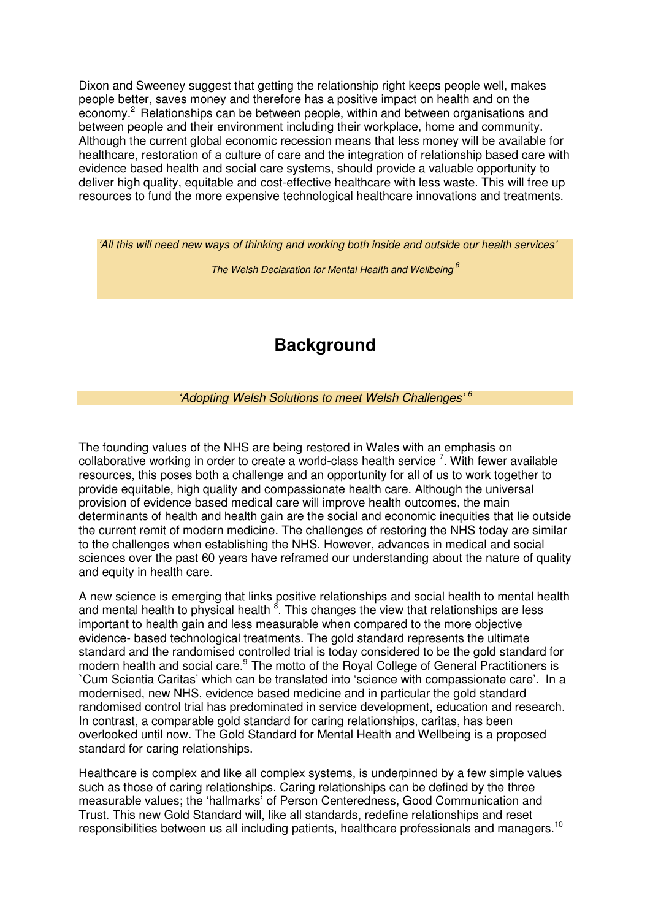Dixon and Sweeney suggest that getting the relationship right keeps people well, makes people better, saves money and therefore has a positive impact on health and on the economy.[2] Relationships can be between people, within and between organisations and between people and their environment including their workplace, home and community. Although the current global economic recession means that less money will be available for healthcare, restoration of a culture of care and the integration of relationship based care with evidence based health and social care systems, should provide a valuable opportunity to deliver high quality, equitable and cost-effective healthcare with less waste. This will free up resources to fund the more expensive technological healthcare innovations and treatments.

> *'All this will need new ways of thinking and working both inside and outside our health services'*
>
> *The Welsh Declaration for Mental Health and Wellbeing* [6]

## Background

*'Adopting Welsh Solutions to meet Welsh Challenges'* [6]

The founding values of the NHS are being restored in Wales with an emphasis on collaborative working in order to create a world-class health service [7]. With fewer available resources, this poses both a challenge and an opportunity for all of us to work together to provide equitable, high quality and compassionate health care. Although the universal provision of evidence based medical care will improve health outcomes, the main determinants of health and health gain are the social and economic inequities that lie outside the current remit of modern medicine. The challenges of restoring the NHS today are similar to the challenges when establishing the NHS. However, advances in medical and social sciences over the past 60 years have reframed our understanding about the nature of quality and equity in health care.

A new science is emerging that links positive relationships and social health to mental health and mental health to physical health [8]. This changes the view that relationships are less important to health gain and less measurable when compared to the more objective evidence- based technological treatments. The gold standard represents the ultimate standard and the randomised controlled trial is today considered to be the gold standard for modern health and social care.[9] The motto of the Royal College of General Practitioners is `Cum Scientia Caritas' which can be translated into 'science with compassionate care'. In a modernised, new NHS, evidence based medicine and in particular the gold standard randomised control trial has predominated in service development, education and research. In contrast, a comparable gold standard for caring relationships, caritas, has been overlooked until now. The Gold Standard for Mental Health and Wellbeing is a proposed standard for caring relationships.

Healthcare is complex and like all complex systems, is underpinned by a few simple values such as those of caring relationships. Caring relationships can be defined by the three measurable values; the 'hallmarks' of Person Centeredness, Good Communication and Trust. This new Gold Standard will, like all standards, redefine relationships and reset responsibilities between us all including patients, healthcare professionals and managers.[10]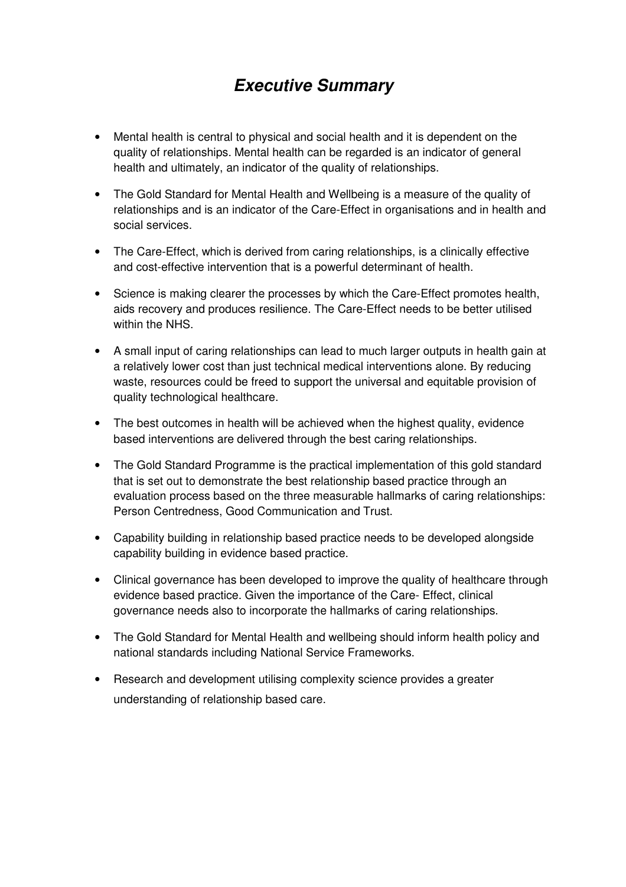# ***Executive Summary***

- Mental health is central to physical and social health and it is dependent on the quality of relationships. Mental health can be regarded is an indicator of general health and ultimately, an indicator of the quality of relationships.
- The Gold Standard for Mental Health and Wellbeing is a measure of the quality of relationships and is an indicator of the Care-Effect in organisations and in health and social services.
- The Care-Effect, which is derived from caring relationships, is a clinically effective and cost-effective intervention that is a powerful determinant of health.
- Science is making clearer the processes by which the Care-Effect promotes health, aids recovery and produces resilience. The Care-Effect needs to be better utilised within the NHS.
- A small input of caring relationships can lead to much larger outputs in health gain at a relatively lower cost than just technical medical interventions alone. By reducing waste, resources could be freed to support the universal and equitable provision of quality technological healthcare.
- The best outcomes in health will be achieved when the highest quality, evidence based interventions are delivered through the best caring relationships.
- The Gold Standard Programme is the practical implementation of this gold standard that is set out to demonstrate the best relationship based practice through an evaluation process based on the three measurable hallmarks of caring relationships: Person Centredness, Good Communication and Trust.
- Capability building in relationship based practice needs to be developed alongside capability building in evidence based practice.
- Clinical governance has been developed to improve the quality of healthcare through evidence based practice. Given the importance of the Care- Effect, clinical governance needs also to incorporate the hallmarks of caring relationships.
- The Gold Standard for Mental Health and wellbeing should inform health policy and national standards including National Service Frameworks.
- Research and development utilising complexity science provides a greater understanding of relationship based care.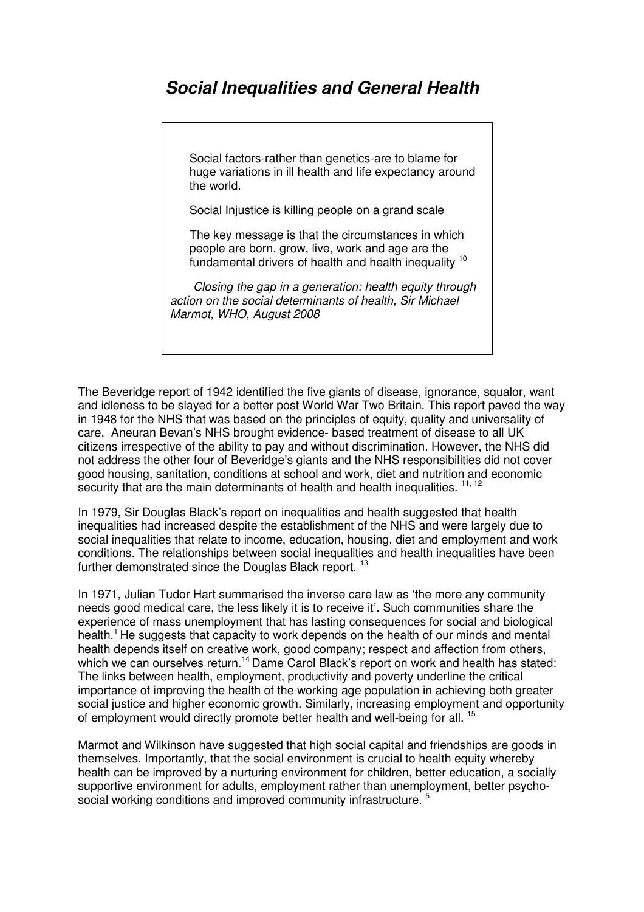# *Social Inequalities and General Health*

> Social factors-rather than genetics-are to blame for huge variations in ill health and life expectancy around the world.
>
> Social Injustice is killing people on a grand scale
>
> The key message is that the circumstances in which people are born, grow, live, work and age are the fundamental drivers of health and health inequality [10]
>
> *Closing the gap in a generation: health equity through action on the social determinants of health, Sir Michael Marmot, WHO, August 2008*

The Beveridge report of 1942 identified the five giants of disease, ignorance, squalor, want and idleness to be slayed for a better post World War Two Britain. This report paved the way in 1948 for the NHS that was based on the principles of equity, quality and universality of care. Aneuran Bevan's NHS brought evidence- based treatment of disease to all UK citizens irrespective of the ability to pay and without discrimination. However, the NHS did not address the other four of Beveridge's giants and the NHS responsibilities did not cover good housing, sanitation, conditions at school and work, diet and nutrition and economic security that are the main determinants of health and health inequalities. [11, 12]

In 1979, Sir Douglas Black's report on inequalities and health suggested that health inequalities had increased despite the establishment of the NHS and were largely due to social inequalities that relate to income, education, housing, diet and employment and work conditions. The relationships between social inequalities and health inequalities have been further demonstrated since the Douglas Black report. [13]

In 1971, Julian Tudor Hart summarised the inverse care law as 'the more any community needs good medical care, the less likely it is to receive it'. Such communities share the experience of mass unemployment that has lasting consequences for social and biological health.[1] He suggests that capacity to work depends on the health of our minds and mental health depends itself on creative work, good company; respect and affection from others, which we can ourselves return.[14] Dame Carol Black's report on work and health has stated: The links between health, employment, productivity and poverty underline the critical importance of improving the health of the working age population in achieving both greater social justice and higher economic growth. Similarly, increasing employment and opportunity of employment would directly promote better health and well-being for all. [15]

Marmot and Wilkinson have suggested that high social capital and friendships are goods in themselves. Importantly, that the social environment is crucial to health equity whereby health can be improved by a nurturing environment for children, better education, a socially supportive environment for adults, employment rather than unemployment, better psycho-social working conditions and improved community infrastructure. [5]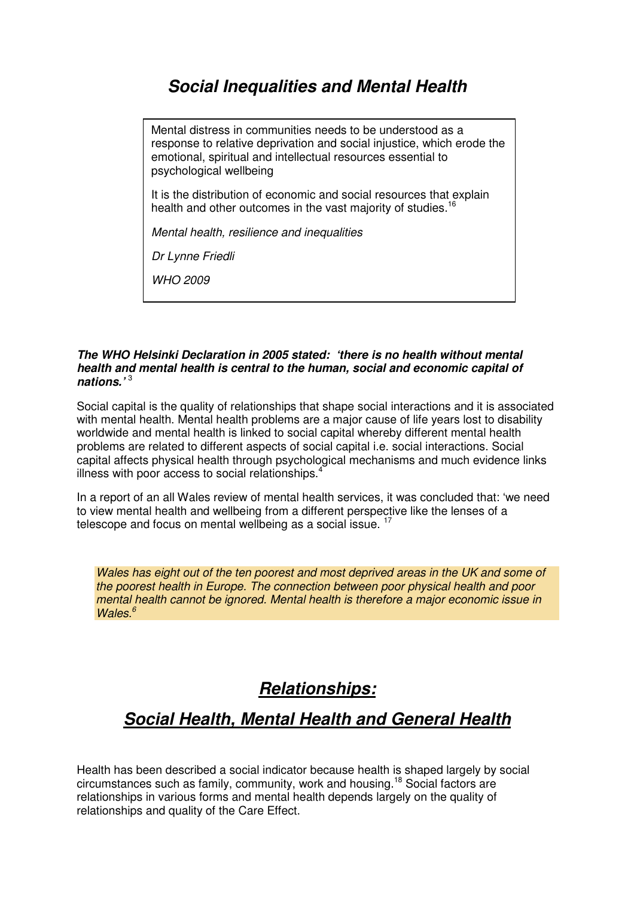# ***Social Inequalities and Mental Health***

> Mental distress in communities needs to be understood as a response to relative deprivation and social injustice, which erode the emotional, spiritual and intellectual resources essential to psychological wellbeing
>
> It is the distribution of economic and social resources that explain health and other outcomes in the vast majority of studies.[16]
>
> *Mental health, resilience and inequalities*
>
> *Dr Lynne Friedli*
>
> *WHO 2009*

***The WHO Helsinki Declaration in 2005 stated: 'there is no health without mental health and mental health is central to the human, social and economic capital of nations.'*** [3]

Social capital is the quality of relationships that shape social interactions and it is associated with mental health. Mental health problems are a major cause of life years lost to disability worldwide and mental health is linked to social capital whereby different mental health problems are related to different aspects of social capital i.e. social interactions. Social capital affects physical health through psychological mechanisms and much evidence links illness with poor access to social relationships.[4]

In a report of an all Wales review of mental health services, it was concluded that: 'we need to view mental health and wellbeing from a different perspective like the lenses of a telescope and focus on mental wellbeing as a social issue. [17]

> *Wales has eight out of the ten poorest and most deprived areas in the UK and some of the poorest health in Europe. The connection between poor physical health and poor mental health cannot be ignored. Mental health is therefore a major economic issue in Wales.*[6]

# ***Relationships:***

## ***Social Health, Mental Health and General Health***

Health has been described a social indicator because health is shaped largely by social circumstances such as family, community, work and housing.[18] Social factors are relationships in various forms and mental health depends largely on the quality of relationships and quality of the Care Effect.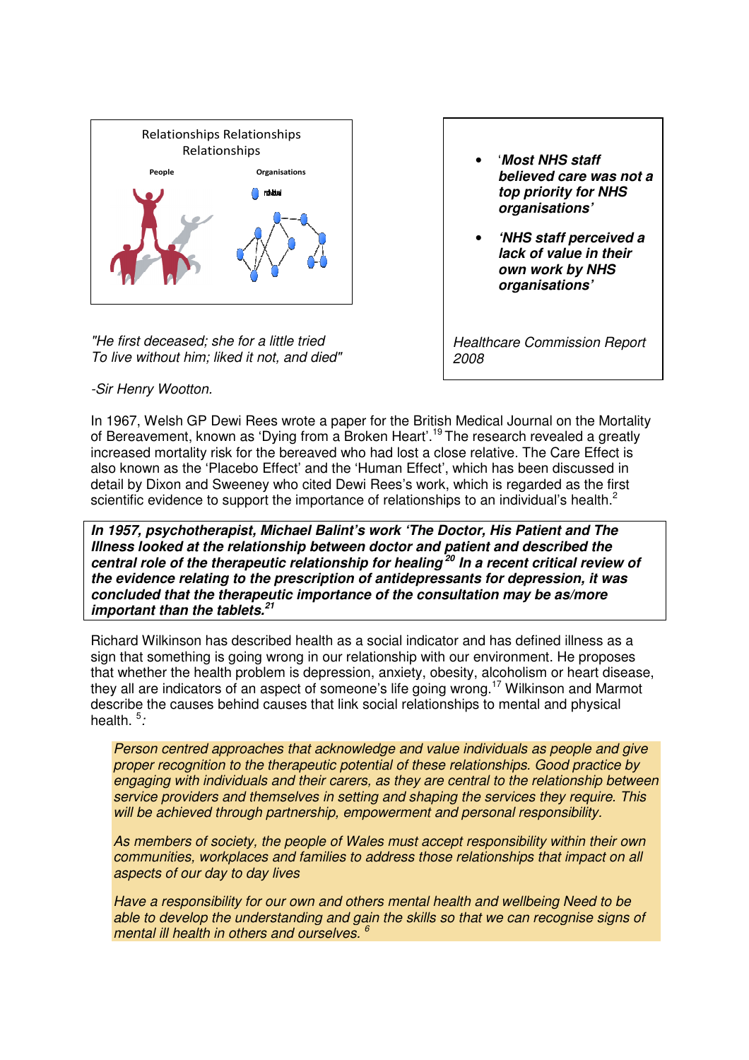Relationships Relationships Relationships

People

Organisations

*"He first deceased; she for a little tried*
*To live without him; liked it not, and died"*

*-Sir Henry Wootton.*

- ***'Most NHS staff believed care was not a top priority for NHS organisations'***
- ***'NHS staff perceived a lack of value in their own work by NHS organisations'***

*Healthcare Commission Report 2008*

In 1967, Welsh GP Dewi Rees wrote a paper for the British Medical Journal on the Mortality of Bereavement, known as 'Dying from a Broken Heart'.[19] The research revealed a greatly increased mortality risk for the bereaved who had lost a close relative. The Care Effect is also known as the 'Placebo Effect' and the 'Human Effect', which has been discussed in detail by Dixon and Sweeney who cited Dewi Rees's work, which is regarded as the first scientific evidence to support the importance of relationships to an individual's health.[2]

***In 1957, psychotherapist, Michael Balint's work 'The Doctor, His Patient and The Illness looked at the relationship between doctor and patient and described the central role of the therapeutic relationship for healing[20] In a recent critical review of the evidence relating to the prescription of antidepressants for depression, it was concluded that the therapeutic importance of the consultation may be as/more important than the tablets.[21]***

Richard Wilkinson has described health as a social indicator and has defined illness as a sign that something is going wrong in our relationship with our environment. He proposes that whether the health problem is depression, anxiety, obesity, alcoholism or heart disease, they all are indicators of an aspect of someone's life going wrong.[17] Wilkinson and Marmot describe the causes behind causes that link social relationships to mental and physical health. [5]*:*

*Person centred approaches that acknowledge and value individuals as people and give proper recognition to the therapeutic potential of these relationships. Good practice by engaging with individuals and their carers, as they are central to the relationship between service providers and themselves in setting and shaping the services they require. This will be achieved through partnership, empowerment and personal responsibility.*

*As members of society, the people of Wales must accept responsibility within their own communities, workplaces and families to address those relationships that impact on all aspects of our day to day lives*

*Have a responsibility for our own and others mental health and wellbeing Need to be able to develop the understanding and gain the skills so that we can recognise signs of mental ill health in others and ourselves.* [6]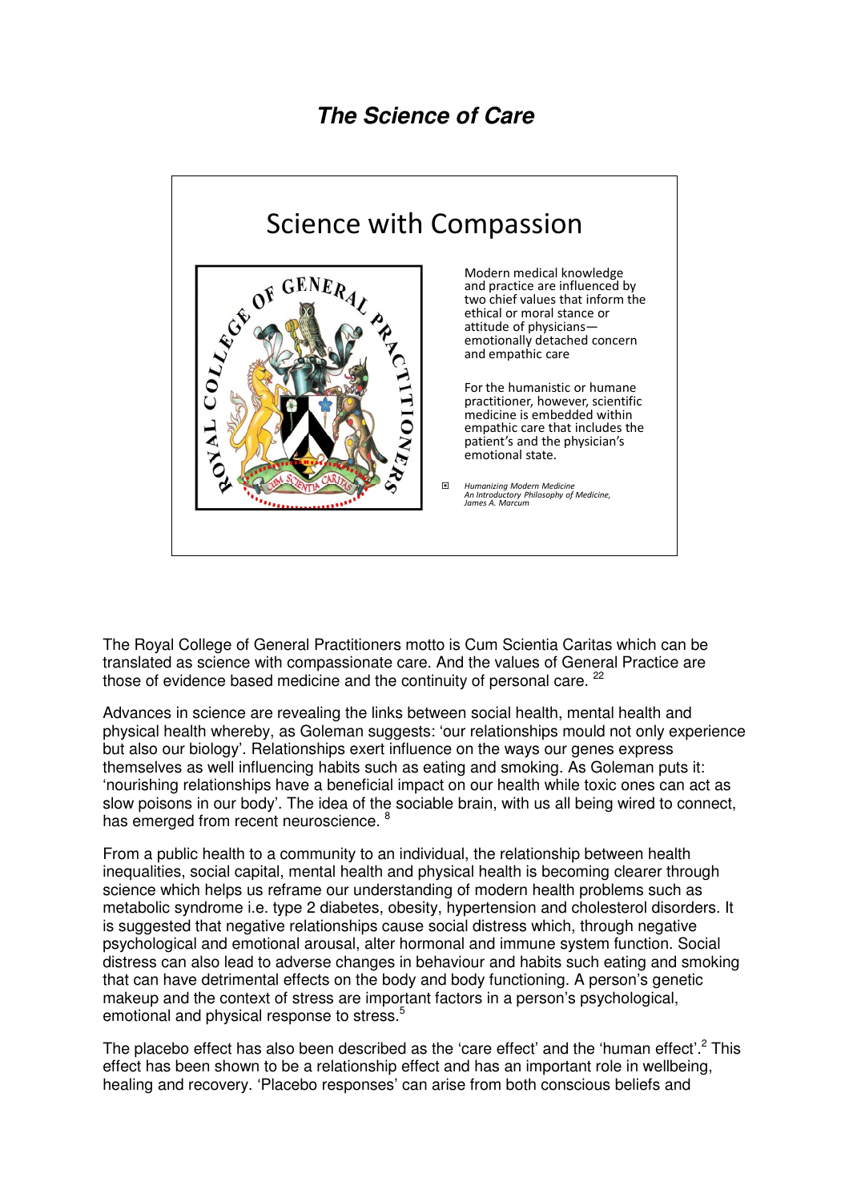## *The Science of Care*

Science with Compassion

Modern medical knowledge and practice are influenced by two chief values that inform the ethical or moral stance or attitude of physicians—emotionally detached concern and empathic care

For the humanistic or humane practitioner, however, scientific medicine is embedded within empathic care that includes the patient's and the physician's emotional state.

*Humanizing Modern Medicine*
*An Introductory Philosophy of Medicine,*
*James A. Marcum*

The Royal College of General Practitioners motto is Cum Scientia Caritas which can be translated as science with compassionate care. And the values of General Practice are those of evidence based medicine and the continuity of personal care. [22]

Advances in science are revealing the links between social health, mental health and physical health whereby, as Goleman suggests: 'our relationships mould not only experience but also our biology'. Relationships exert influence on the ways our genes express themselves as well influencing habits such as eating and smoking. As Goleman puts it: 'nourishing relationships have a beneficial impact on our health while toxic ones can act as slow poisons in our body'. The idea of the sociable brain, with us all being wired to connect, has emerged from recent neuroscience. [8]

From a public health to a community to an individual, the relationship between health inequalities, social capital, mental health and physical health is becoming clearer through science which helps us reframe our understanding of modern health problems such as metabolic syndrome i.e. type 2 diabetes, obesity, hypertension and cholesterol disorders. It is suggested that negative relationships cause social distress which, through negative psychological and emotional arousal, alter hormonal and immune system function. Social distress can also lead to adverse changes in behaviour and habits such eating and smoking that can have detrimental effects on the body and body functioning. A person's genetic makeup and the context of stress are important factors in a person's psychological, emotional and physical response to stress.[5]

The placebo effect has also been described as the 'care effect' and the 'human effect'.[2] This effect has been shown to be a relationship effect and has an important role in wellbeing, healing and recovery. 'Placebo responses' can arise from both conscious beliefs and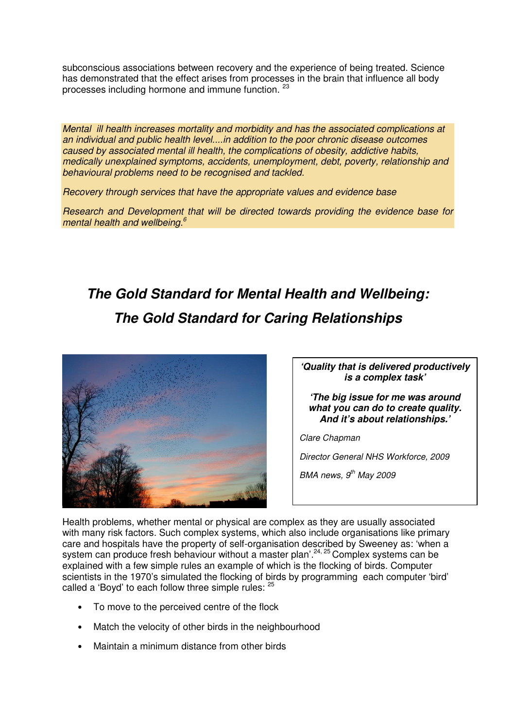subconscious associations between recovery and the experience of being treated. Science has demonstrated that the effect arises from processes in the brain that influence all body processes including hormone and immune function. [23]

*Mental ill health increases mortality and morbidity and has the associated complications at an individual and public health level....in addition to the poor chronic disease outcomes caused by associated mental ill health, the complications of obesity, addictive habits, medically unexplained symptoms, accidents, unemployment, debt, poverty, relationship and behavioural problems need to be recognised and tackled.*

*Recovery through services that have the appropriate values and evidence base*

*Research and Development that will be directed towards providing the evidence base for mental health and wellbeing.*[6]

## *The Gold Standard for Mental Health and Wellbeing: The Gold Standard for Caring Relationships*

***'Quality that is delivered productively is a complex task'***

***'The big issue for me was around what you can do to create quality. And it's about relationships.'***

*Clare Chapman*

*Director General NHS Workforce, 2009*

*BMA news, 9th May 2009*

Health problems, whether mental or physical are complex as they are usually associated with many risk factors. Such complex systems, which also include organisations like primary care and hospitals have the property of self-organisation described by Sweeney as: 'when a system can produce fresh behaviour without a master plan'.[24, 25] Complex systems can be explained with a few simple rules an example of which is the flocking of birds. Computer scientists in the 1970's simulated the flocking of birds by programming each computer 'bird' called a 'Boyd' to each follow three simple rules: [25]

- To move to the perceived centre of the flock
- Match the velocity of other birds in the neighbourhood
- Maintain a minimum distance from other birds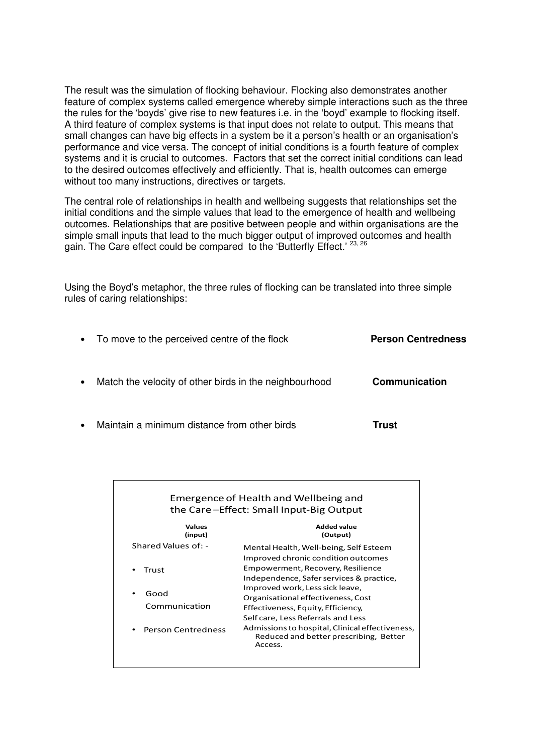The result was the simulation of flocking behaviour. Flocking also demonstrates another feature of complex systems called emergence whereby simple interactions such as the three the rules for the 'boyds' give rise to new features i.e. in the 'boyd' example to flocking itself. A third feature of complex systems is that input does not relate to output. This means that small changes can have big effects in a system be it a person's health or an organisation's performance and vice versa. The concept of initial conditions is a fourth feature of complex systems and it is crucial to outcomes. Factors that set the correct initial conditions can lead to the desired outcomes effectively and efficiently. That is, health outcomes can emerge without too many instructions, directives or targets.

The central role of relationships in health and wellbeing suggests that relationships set the initial conditions and the simple values that lead to the emergence of health and wellbeing outcomes. Relationships that are positive between people and within organisations are the simple small inputs that lead to the much bigger output of improved outcomes and health gain. The Care effect could be compared to the 'Butterfly Effect.' [23, 26]

Using the Boyd's metaphor, the three rules of flocking can be translated into three simple rules of caring relationships:

- To move to the perceived centre of the flock **Person Centredness**
- Match the velocity of other birds in the neighbourhood **Communication**
- Maintain a minimum distance from other birds **Trust**

**Emergence of Health and Wellbeing and the Care –Effect: Small Input-Big Output**

| Values (input) | Added value (Output) |
|---|---|
| Shared Values of: -<br>• Trust<br>• Good Communication<br>• Person Centredness | Mental Health, Well-being, Self Esteem<br>Improved chronic condition outcomes<br>Empowerment, Recovery, Resilience<br>Independence, Safer services & practice,<br>Improved work, Less sick leave,<br>Organisational effectiveness, Cost Effectiveness, Equity, Efficiency,<br>Self care, Less Referrals and Less Admissions to hospital, Clinical effectiveness, Reduced and better prescribing, Better Access. |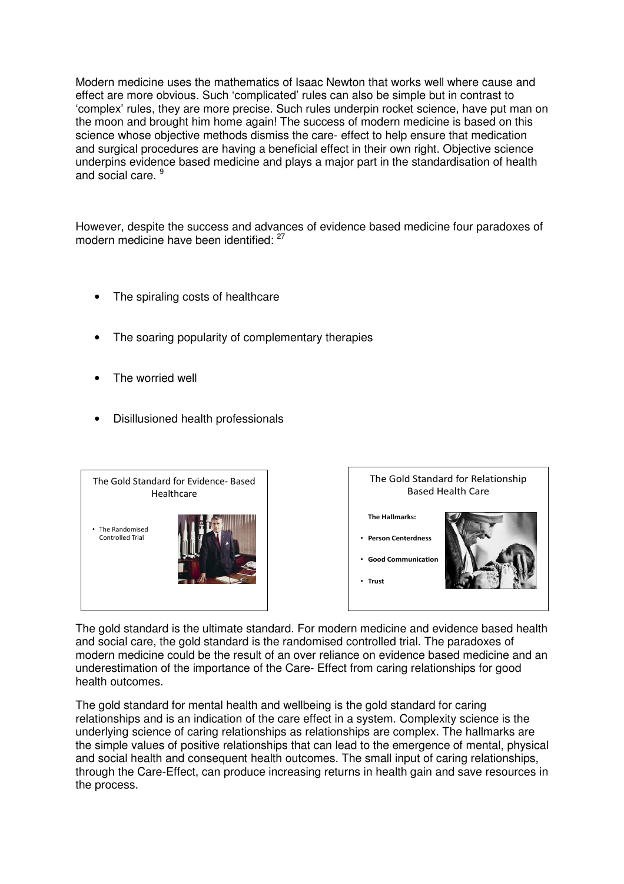Modern medicine uses the mathematics of Isaac Newton that works well where cause and effect are more obvious. Such 'complicated' rules can also be simple but in contrast to 'complex' rules, they are more precise. Such rules underpin rocket science, have put man on the moon and brought him home again! The success of modern medicine is based on this science whose objective methods dismiss the care- effect to help ensure that medication and surgical procedures are having a beneficial effect in their own right. Objective science underpins evidence based medicine and plays a major part in the standardisation of health and social care. [9]

However, despite the success and advances of evidence based medicine four paradoxes of modern medicine have been identified: [27]

- The spiraling costs of healthcare
- The soaring popularity of complementary therapies
- The worried well
- Disillusioned health professionals

The Gold Standard for Evidence- Based Healthcare

- The Randomised Controlled Trial

The Gold Standard for Relationship Based Health Care

**The Hallmarks:**

- **Person Centerdness**
- **Good Communication**
- **Trust**

The gold standard is the ultimate standard. For modern medicine and evidence based health and social care, the gold standard is the randomised controlled trial. The paradoxes of modern medicine could be the result of an over reliance on evidence based medicine and an underestimation of the importance of the Care- Effect from caring relationships for good health outcomes.

The gold standard for mental health and wellbeing is the gold standard for caring relationships and is an indication of the care effect in a system. Complexity science is the underlying science of caring relationships as relationships are complex. The hallmarks are the simple values of positive relationships that can lead to the emergence of mental, physical and social health and consequent health outcomes. The small input of caring relationships, through the Care-Effect, can produce increasing returns in health gain and save resources in the process.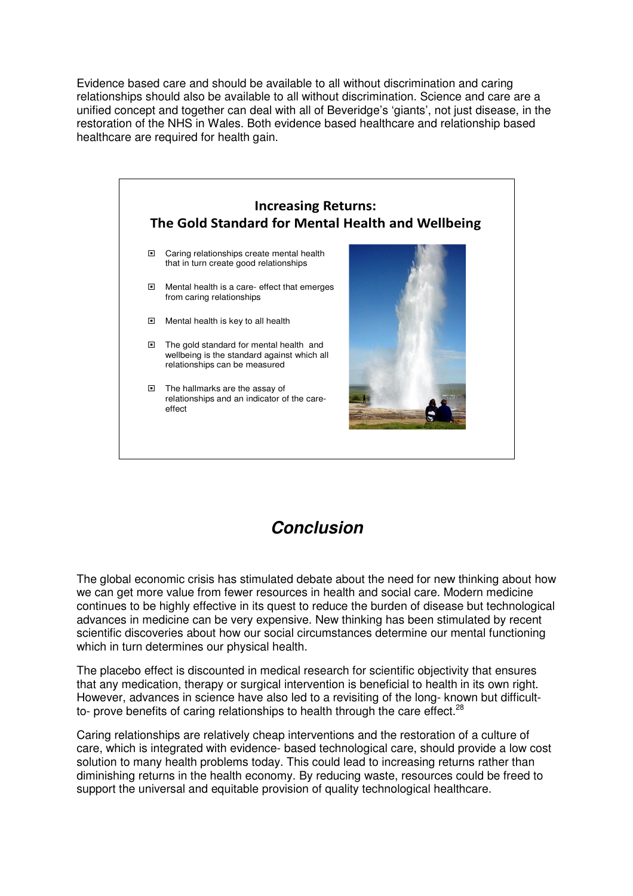Evidence based care and should be available to all without discrimination and caring relationships should also be available to all without discrimination. Science and care are a unified concept and together can deal with all of Beveridge's 'giants', not just disease, in the restoration of the NHS in Wales. Both evidence based healthcare and relationship based healthcare are required for health gain.

**Increasing Returns: The Gold Standard for Mental Health and Wellbeing**

- Caring relationships create mental health that in turn create good relationships
- Mental health is a care- effect that emerges from caring relationships
- Mental health is key to all health
- The gold standard for mental health and wellbeing is the standard against which all relationships can be measured
- The hallmarks are the assay of relationships and an indicator of the care-effect

## *Conclusion*

The global economic crisis has stimulated debate about the need for new thinking about how we can get more value from fewer resources in health and social care. Modern medicine continues to be highly effective in its quest to reduce the burden of disease but technological advances in medicine can be very expensive. New thinking has been stimulated by recent scientific discoveries about how our social circumstances determine our mental functioning which in turn determines our physical health.

The placebo effect is discounted in medical research for scientific objectivity that ensures that any medication, therapy or surgical intervention is beneficial to health in its own right. However, advances in science have also led to a revisiting of the long- known but difficult-to- prove benefits of caring relationships to health through the care effect.[28]

Caring relationships are relatively cheap interventions and the restoration of a culture of care, which is integrated with evidence- based technological care, should provide a low cost solution to many health problems today. This could lead to increasing returns rather than diminishing returns in the health economy. By reducing waste, resources could be freed to support the universal and equitable provision of quality technological healthcare.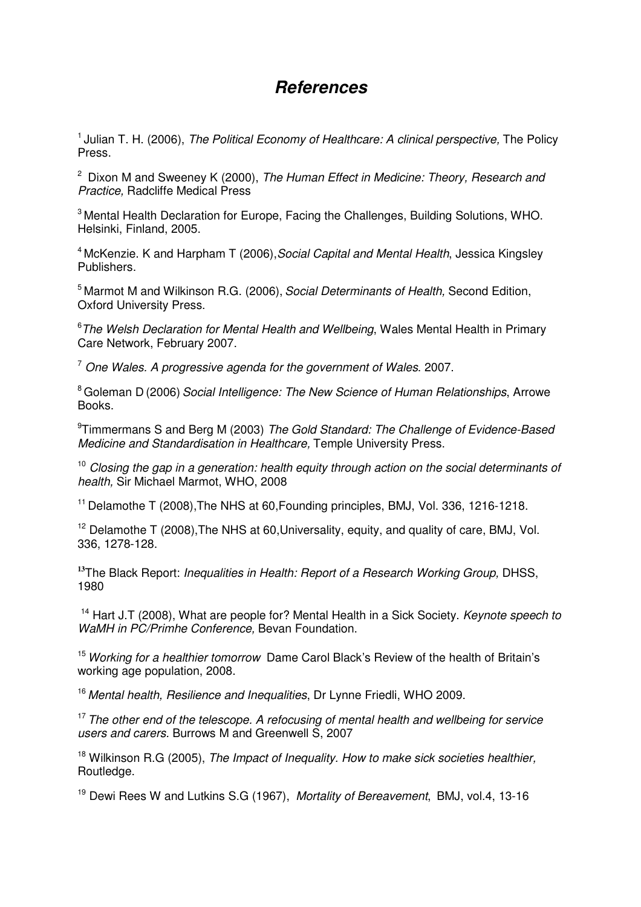# *References*

[1] Julian T. H. (2006), *The Political Economy of Healthcare: A clinical perspective,* The Policy Press.

[2] Dixon M and Sweeney K (2000), *The Human Effect in Medicine: Theory, Research and Practice,* Radcliffe Medical Press

[3] Mental Health Declaration for Europe, Facing the Challenges, Building Solutions, WHO. Helsinki, Finland, 2005.

[4] McKenzie. K and Harpham T (2006),*Social Capital and Mental Health*, Jessica Kingsley Publishers.

[5] Marmot M and Wilkinson R.G. (2006), *Social Determinants of Health,* Second Edition, Oxford University Press.

[6] *The Welsh Declaration for Mental Health and Wellbeing*, Wales Mental Health in Primary Care Network, February 2007.

[7] *One Wales. A progressive agenda for the government of Wales*. 2007.

[8] Goleman D (2006) *Social Intelligence: The New Science of Human Relationships*, Arrowe Books.

[9] Timmermans S and Berg M (2003) *The Gold Standard: The Challenge of Evidence-Based Medicine and Standardisation in Healthcare,* Temple University Press.

[10] *Closing the gap in a generation: health equity through action on the social determinants of health,* Sir Michael Marmot, WHO, 2008

[11] Delamothe T (2008),The NHS at 60,Founding principles, BMJ, Vol. 336, 1216-1218.

[12] Delamothe T (2008),The NHS at 60,Universality, equity, and quality of care, BMJ, Vol. 336, 1278-128.

[13] The Black Report: *Inequalities in Health: Report of a Research Working Group,* DHSS, 1980

[14] Hart J.T (2008), What are people for? Mental Health in a Sick Society. *Keynote speech to WaMH in PC/Primhe Conference,* Bevan Foundation.

[15] *Working for a healthier tomorrow* Dame Carol Black's Review of the health of Britain's working age population, 2008.

[16] *Mental health, Resilience and Inequalities*, Dr Lynne Friedli, WHO 2009.

[17] *The other end of the telescope. A refocusing of mental health and wellbeing for service users and carers.* Burrows M and Greenwell S, 2007

[18] Wilkinson R.G (2005), *The Impact of Inequality. How to make sick societies healthier,* Routledge.

[19] Dewi Rees W and Lutkins S.G (1967), *Mortality of Bereavement*, BMJ, vol.4, 13-16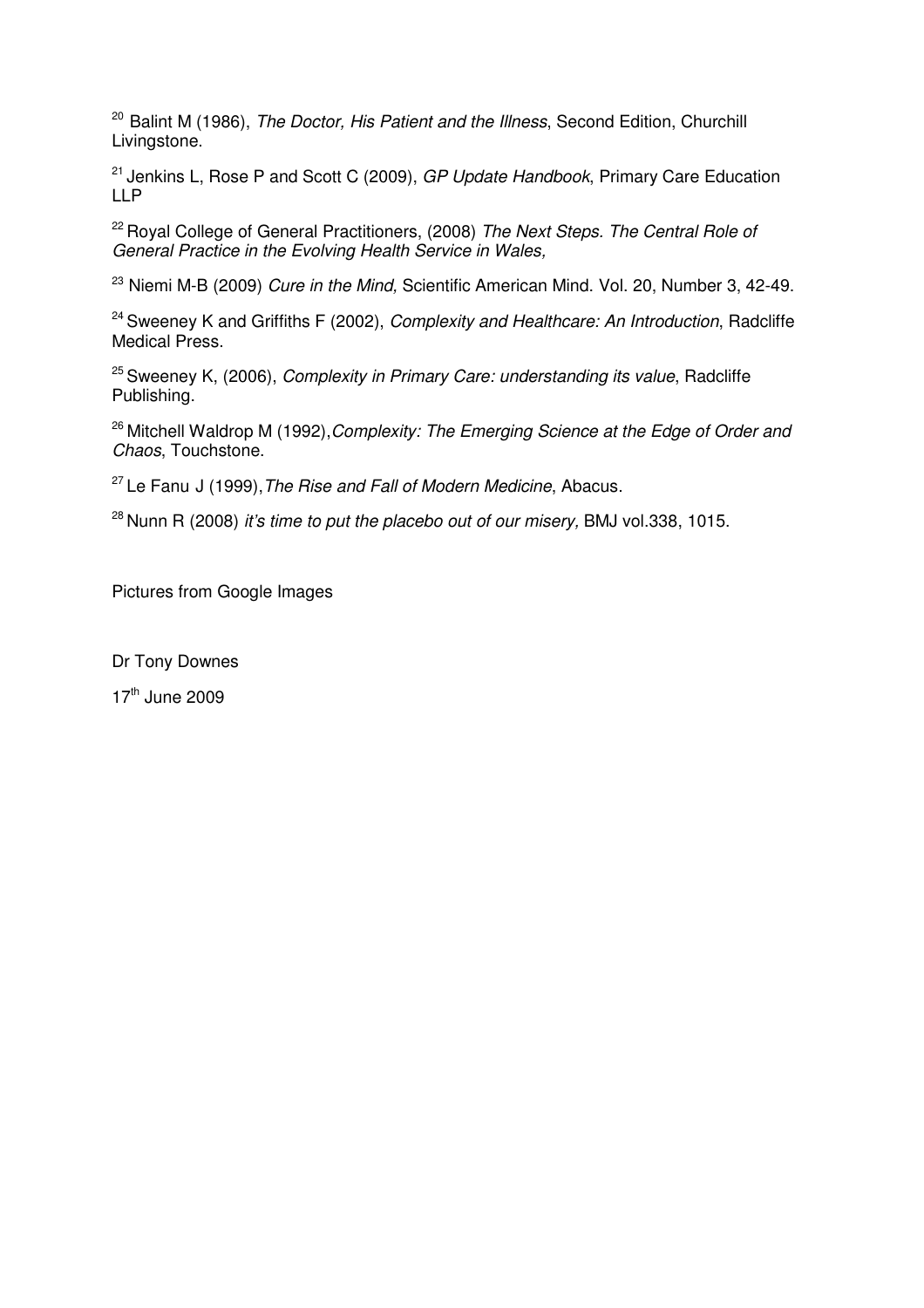[20] Balint M (1986), *The Doctor, His Patient and the Illness*, Second Edition, Churchill Livingstone.

[21] Jenkins L, Rose P and Scott C (2009), *GP Update Handbook*, Primary Care Education LLP

[22] Royal College of General Practitioners, (2008) *The Next Steps. The Central Role of General Practice in the Evolving Health Service in Wales,*

[23] Niemi M-B (2009) *Cure in the Mind,* Scientific American Mind. Vol. 20, Number 3, 42-49.

[24] Sweeney K and Griffiths F (2002), *Complexity and Healthcare: An Introduction*, Radcliffe Medical Press.

[25] Sweeney K, (2006), *Complexity in Primary Care: understanding its value*, Radcliffe Publishing.

[26] Mitchell Waldrop M (1992),*Complexity: The Emerging Science at the Edge of Order and Chaos*, Touchstone.

[27] Le Fanu J (1999),*The Rise and Fall of Modern Medicine*, Abacus.

[28] Nunn R (2008) *it's time to put the placebo out of our misery,* BMJ vol.338, 1015.

Pictures from Google Images

Dr Tony Downes

17th June 2009